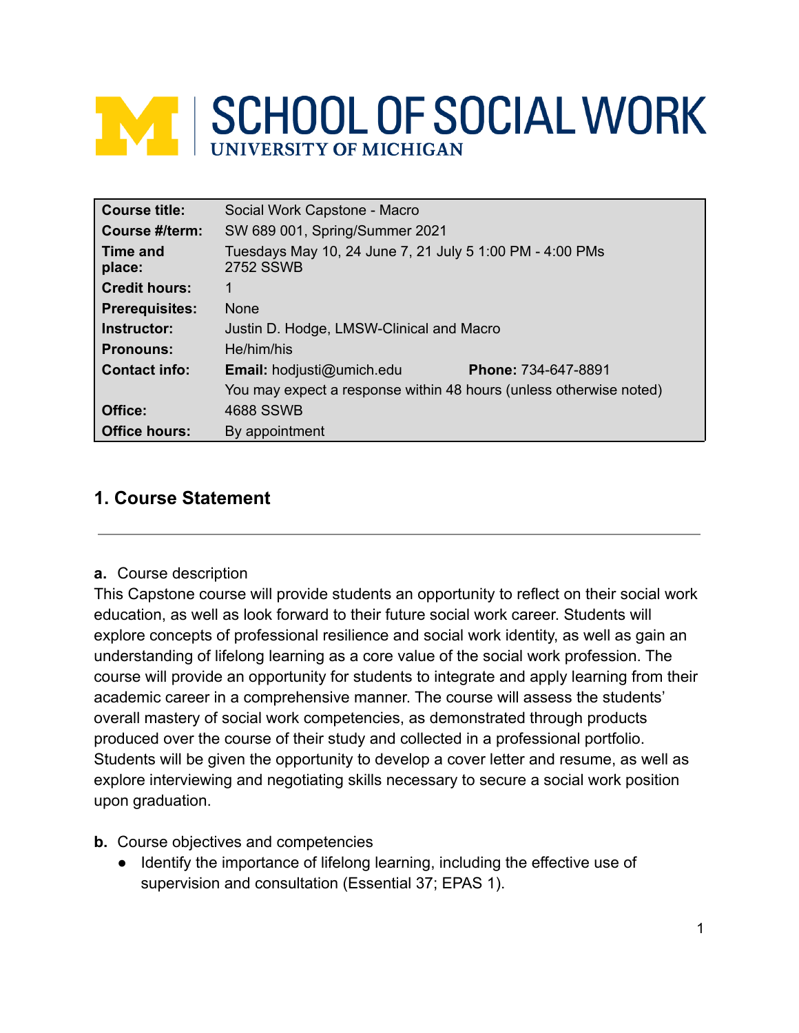# SCHOOL OF SOCIAL WORK
UNIVERSITY OF MICHIGAN

| | |
|---|---|
| **Course title:** | Social Work Capstone - Macro |
| **Course #/term:** | SW 689 001, Spring/Summer 2021 |
| **Time and place:** | Tuesdays May 10, 24 June 7, 21 July 5 1:00 PM - 4:00 PMs<br>2752 SSWB |
| **Credit hours:** | 1 |
| **Prerequisites:** | None |
| **Instructor:** | Justin D. Hodge, LMSW-Clinical and Macro |
| **Pronouns:** | He/him/his |
| **Contact info:** | **Email:** hodjusti@umich.edu **Phone:** 734-647-8891<br>You may expect a response within 48 hours (unless otherwise noted) |
| **Office:** | 4688 SSWB |
| **Office hours:** | By appointment |

## 1. Course Statement

**a.** Course description

This Capstone course will provide students an opportunity to reflect on their social work education, as well as look forward to their future social work career. Students will explore concepts of professional resilience and social work identity, as well as gain an understanding of lifelong learning as a core value of the social work profession. The course will provide an opportunity for students to integrate and apply learning from their academic career in a comprehensive manner. The course will assess the students' overall mastery of social work competencies, as demonstrated through products produced over the course of their study and collected in a professional portfolio. Students will be given the opportunity to develop a cover letter and resume, as well as explore interviewing and negotiating skills necessary to secure a social work position upon graduation.

**b.** Course objectives and competencies

- Identify the importance of lifelong learning, including the effective use of supervision and consultation (Essential 37; EPAS 1).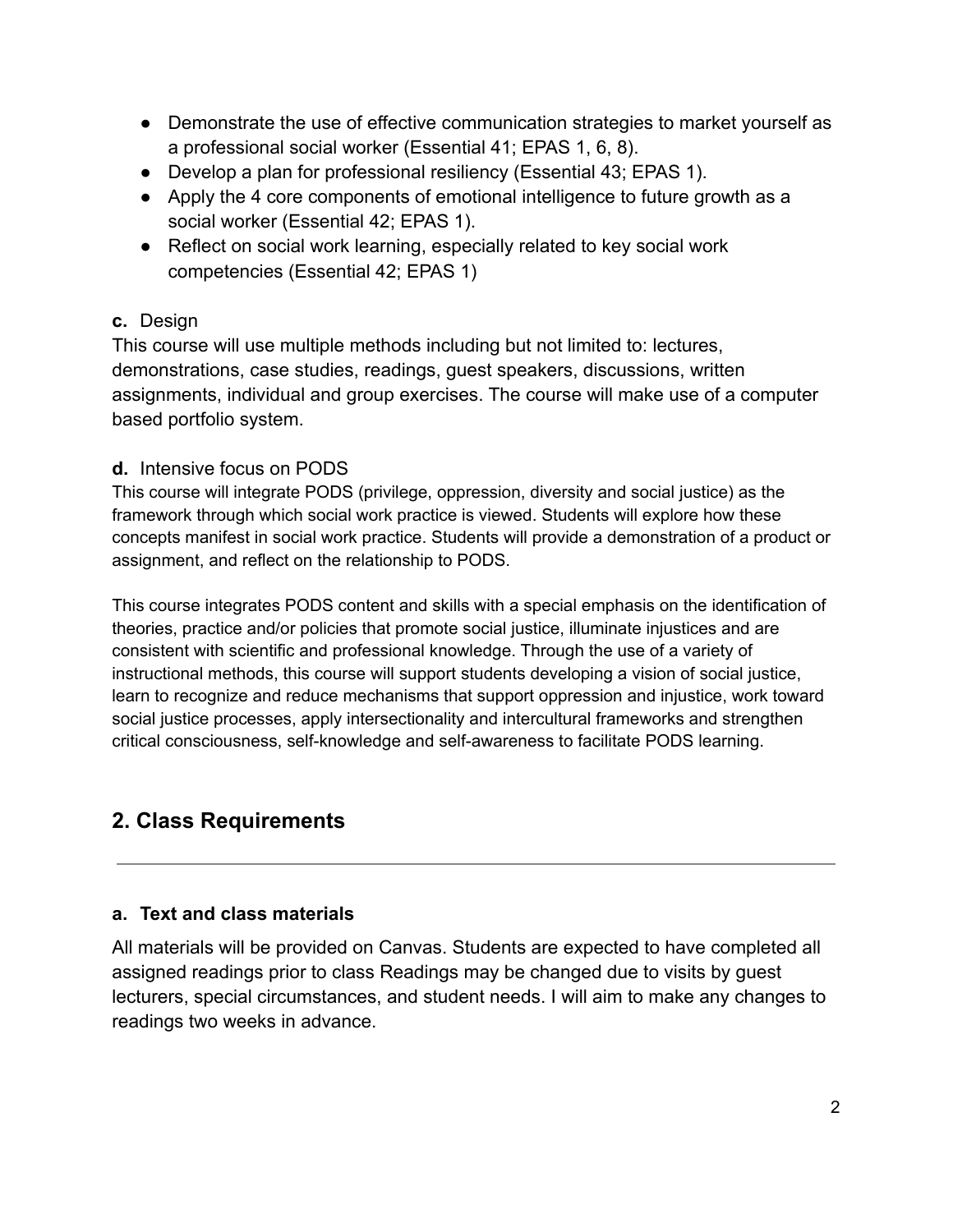- Demonstrate the use of effective communication strategies to market yourself as a professional social worker (Essential 41; EPAS 1, 6, 8).
- Develop a plan for professional resiliency (Essential 43; EPAS 1).
- Apply the 4 core components of emotional intelligence to future growth as a social worker (Essential 42; EPAS 1).
- Reflect on social work learning, especially related to key social work competencies (Essential 42; EPAS 1)

**c.** Design

This course will use multiple methods including but not limited to: lectures, demonstrations, case studies, readings, guest speakers, discussions, written assignments, individual and group exercises. The course will make use of a computer based portfolio system.

**d.** Intensive focus on PODS

This course will integrate PODS (privilege, oppression, diversity and social justice) as the framework through which social work practice is viewed. Students will explore how these concepts manifest in social work practice. Students will provide a demonstration of a product or assignment, and reflect on the relationship to PODS.

This course integrates PODS content and skills with a special emphasis on the identification of theories, practice and/or policies that promote social justice, illuminate injustices and are consistent with scientific and professional knowledge. Through the use of a variety of instructional methods, this course will support students developing a vision of social justice, learn to recognize and reduce mechanisms that support oppression and injustice, work toward social justice processes, apply intersectionality and intercultural frameworks and strengthen critical consciousness, self-knowledge and self-awareness to facilitate PODS learning.

## 2. Class Requirements

### a. Text and class materials

All materials will be provided on Canvas. Students are expected to have completed all assigned readings prior to class Readings may be changed due to visits by guest lecturers, special circumstances, and student needs. I will aim to make any changes to readings two weeks in advance.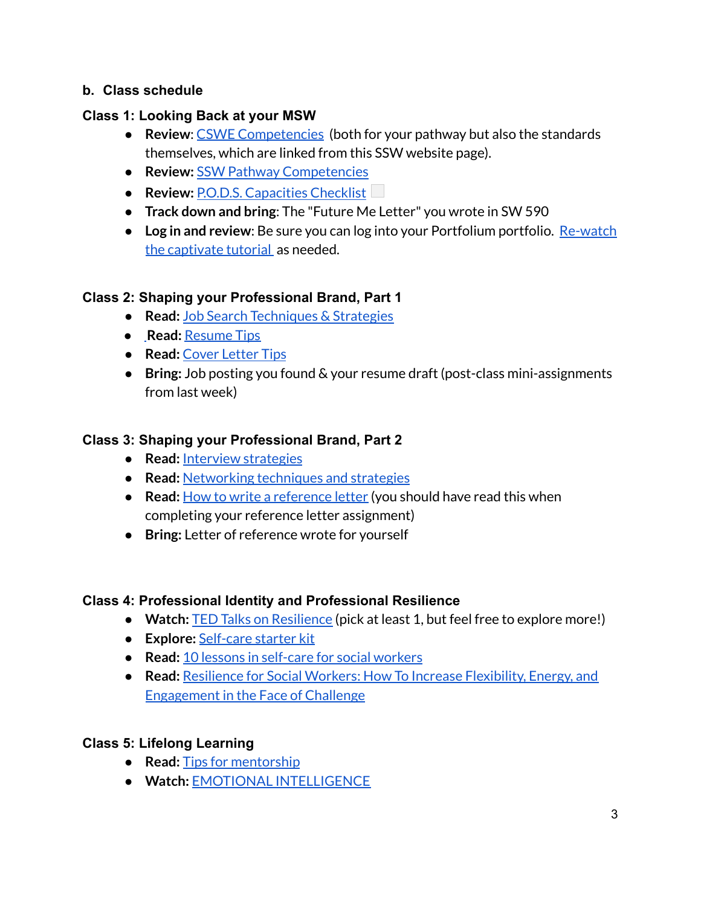### b. Class schedule

### Class 1: Looking Back at your MSW

- **Review**: CSWE Competencies (both for your pathway but also the standards themselves, which are linked from this SSW website page).
- **Review:** SSW Pathway Competencies
- **Review:** P.O.D.S. Capacities Checklist
- **Track down and bring**: The "Future Me Letter" you wrote in SW 590
- **Log in and review**: Be sure you can log into your Portfolium portfolio. Re-watch the captivate tutorial as needed.

### Class 2: Shaping your Professional Brand, Part 1

- **Read:** Job Search Techniques & Strategies
- **Read:** Resume Tips
- **Read:** Cover Letter Tips
- **Bring:** Job posting you found & your resume draft (post-class mini-assignments from last week)

### Class 3: Shaping your Professional Brand, Part 2

- **Read:** Interview strategies
- **Read:** Networking techniques and strategies
- **Read:** How to write a reference letter (you should have read this when completing your reference letter assignment)
- **Bring:** Letter of reference wrote for yourself

### Class 4: Professional Identity and Professional Resilience

- **Watch:** TED Talks on Resilience (pick at least 1, but feel free to explore more!)
- **Explore:** Self-care starter kit
- **Read:** 10 lessons in self-care for social workers
- **Read:** Resilience for Social Workers: How To Increase Flexibility, Energy, and Engagement in the Face of Challenge

### Class 5: Lifelong Learning

- **Read:** Tips for mentorship
- **Watch:** EMOTIONAL INTELLIGENCE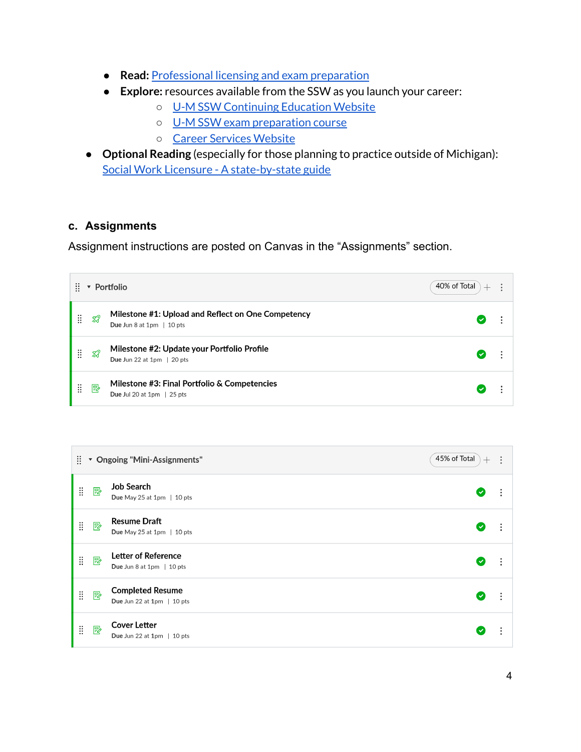- **Read:** [Professional licensing and exam preparation]()
   - **Explore:** resources available from the SSW as you launch your career:
     - [U-M SSW Continuing Education Website]()
     - [U-M SSW exam preparation course]()
     - [Career Services Website]()
- **Optional Reading** (especially for those planning to practice outside of Michigan): [Social Work Licensure - A state-by-state guide]()

### c. Assignments

Assignment instructions are posted on Canvas in the "Assignments" section.

| Portfolio | 40% of Total |
|---|---|
| **Milestone #1: Upload and Reflect on One Competency**<br>Due Jun 8 at 1pm \| 10 pts | |
| **Milestone #2: Update your Portfolio Profile**<br>Due Jun 22 at 1pm \| 20 pts | |
| **Milestone #3: Final Portfolio & Competencies**<br>Due Jul 20 at 1pm \| 25 pts | |

| Ongoing "Mini-Assignments" | 45% of Total |
|---|---|
| **Job Search**<br>Due May 25 at 1pm \| 10 pts | |
| **Resume Draft**<br>Due May 25 at 1pm \| 10 pts | |
| **Letter of Reference**<br>Due Jun 8 at 1pm \| 10 pts | |
| **Completed Resume**<br>Due Jun 22 at 1pm \| 10 pts | |
| **Cover Letter**<br>Due Jun 22 at 1pm \| 10 pts | |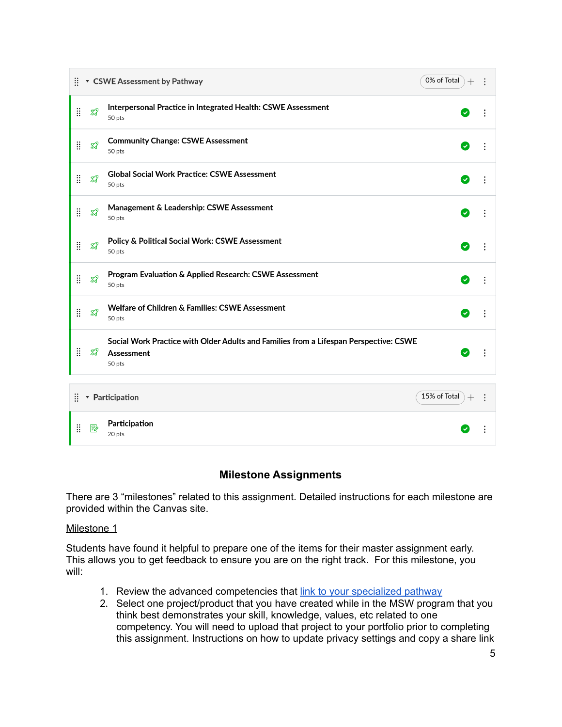**CSWE Assessment by Pathway** — 0% of Total

| Assignment | Points |
| --- | --- |
| Interpersonal Practice in Integrated Health: CSWE Assessment | 50 pts |
| Community Change: CSWE Assessment | 50 pts |
| Global Social Work Practice: CSWE Assessment | 50 pts |
| Management & Leadership: CSWE Assessment | 50 pts |
| Policy & Political Social Work: CSWE Assessment | 50 pts |
| Program Evaluation & Applied Research: CSWE Assessment | 50 pts |
| Welfare of Children & Families: CSWE Assessment | 50 pts |
| Social Work Practice with Older Adults and Families from a Lifespan Perspective: CSWE Assessment | 50 pts |

**Participation** — 15% of Total

| Assignment | Points |
| --- | --- |
| Participation | 20 pts |

## Milestone Assignments

There are 3 "milestones" related to this assignment. Detailed instructions for each milestone are provided within the Canvas site.

Milestone 1

Students have found it helpful to prepare one of the items for their master assignment early. This allows you to get feedback to ensure you are on the right track. For this milestone, you will:

1. Review the advanced competencies that link to your specialized pathway
2. Select one project/product that you have created while in the MSW program that you think best demonstrates your skill, knowledge, values, etc related to one competency. You will need to upload that project to your portfolio prior to completing this assignment. Instructions on how to update privacy settings and copy a share link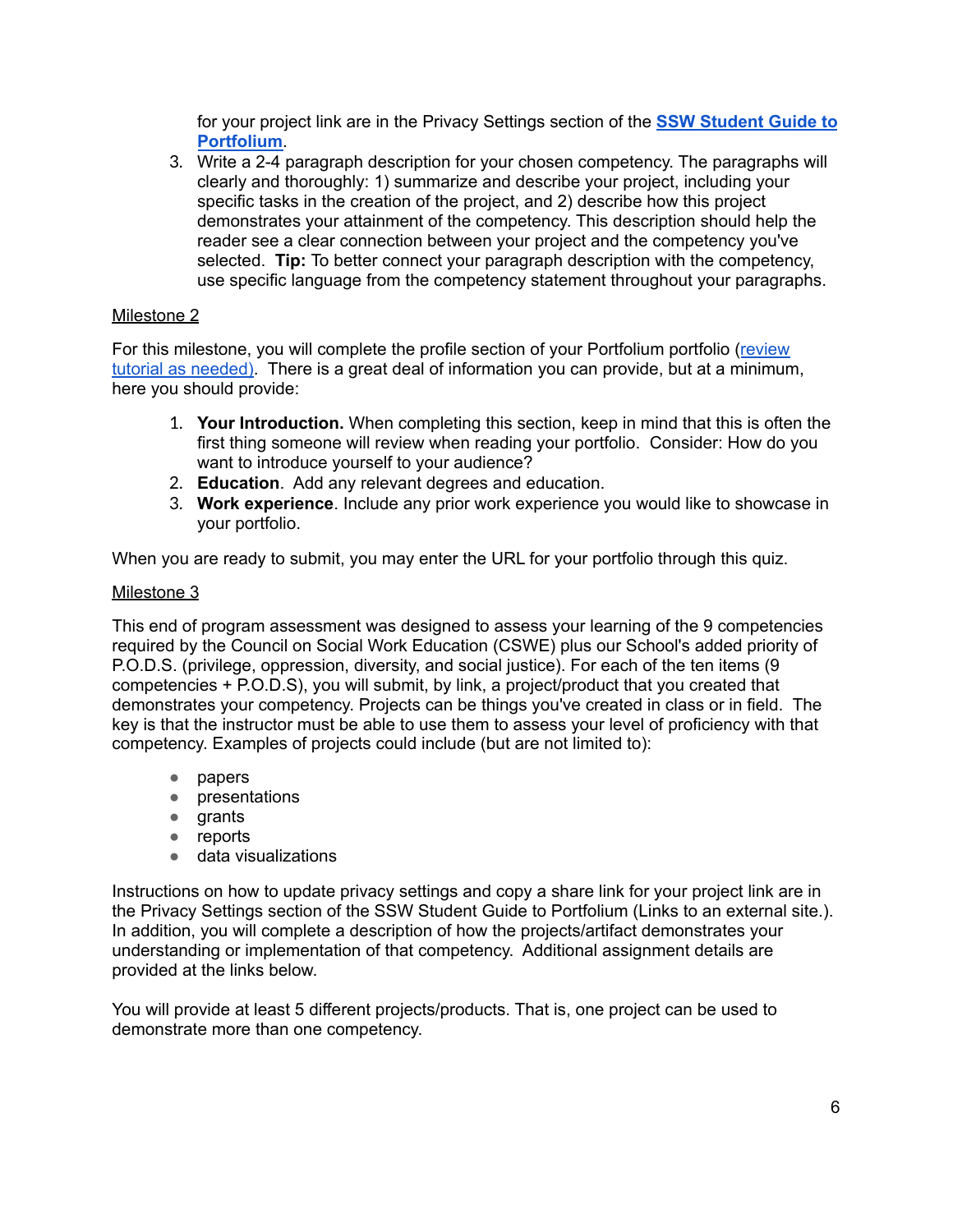for your project link are in the Privacy Settings section of the **SSW Student Guide to Portfolium**.

3. Write a 2-4 paragraph description for your chosen competency. The paragraphs will clearly and thoroughly: 1) summarize and describe your project, including your specific tasks in the creation of the project, and 2) describe how this project demonstrates your attainment of the competency. This description should help the reader see a clear connection between your project and the competency you've selected. **Tip:** To better connect your paragraph description with the competency, use specific language from the competency statement throughout your paragraphs.

Milestone 2

For this milestone, you will complete the profile section of your Portfolium portfolio (review tutorial as needed). There is a great deal of information you can provide, but at a minimum, here you should provide:

1. **Your Introduction.** When completing this section, keep in mind that this is often the first thing someone will review when reading your portfolio. Consider: How do you want to introduce yourself to your audience?
2. **Education**. Add any relevant degrees and education.
3. **Work experience**. Include any prior work experience you would like to showcase in your portfolio.

When you are ready to submit, you may enter the URL for your portfolio through this quiz.

Milestone 3

This end of program assessment was designed to assess your learning of the 9 competencies required by the Council on Social Work Education (CSWE) plus our School's added priority of P.O.D.S. (privilege, oppression, diversity, and social justice). For each of the ten items (9 competencies + P.O.D.S), you will submit, by link, a project/product that you created that demonstrates your competency. Projects can be things you've created in class or in field. The key is that the instructor must be able to use them to assess your level of proficiency with that competency. Examples of projects could include (but are not limited to):

- papers
- presentations
- grants
- reports
- data visualizations

Instructions on how to update privacy settings and copy a share link for your project link are in the Privacy Settings section of the SSW Student Guide to Portfolium (Links to an external site.). In addition, you will complete a description of how the projects/artifact demonstrates your understanding or implementation of that competency. Additional assignment details are provided at the links below.

You will provide at least 5 different projects/products. That is, one project can be used to demonstrate more than one competency.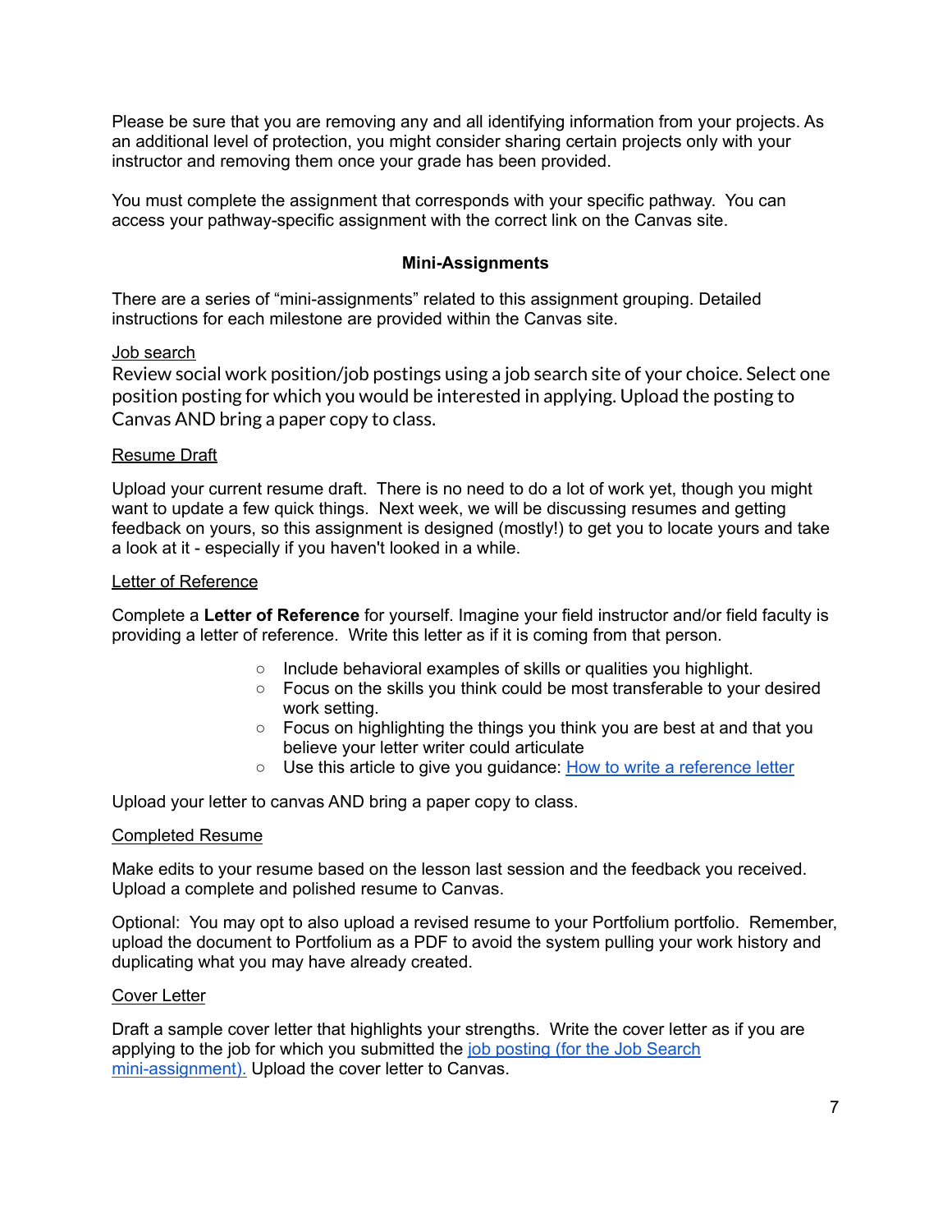Please be sure that you are removing any and all identifying information from your projects. As an additional level of protection, you might consider sharing certain projects only with your instructor and removing them once your grade has been provided.

You must complete the assignment that corresponds with your specific pathway. You can access your pathway-specific assignment with the correct link on the Canvas site.

## Mini-Assignments

There are a series of "mini-assignments" related to this assignment grouping. Detailed instructions for each milestone are provided within the Canvas site.

<u>Job search</u>

Review social work position/job postings using a job search site of your choice. Select one position posting for which you would be interested in applying. Upload the posting to Canvas AND bring a paper copy to class.

<u>Resume Draft</u>

Upload your current resume draft. There is no need to do a lot of work yet, though you might want to update a few quick things. Next week, we will be discussing resumes and getting feedback on yours, so this assignment is designed (mostly!) to get you to locate yours and take a look at it - especially if you haven't looked in a while.

<u>Letter of Reference</u>

Complete a **Letter of Reference** for yourself. Imagine your field instructor and/or field faculty is providing a letter of reference. Write this letter as if it is coming from that person.

- Include behavioral examples of skills or qualities you highlight.
- Focus on the skills you think could be most transferable to your desired work setting.
- Focus on highlighting the things you think you are best at and that you believe your letter writer could articulate
- Use this article to give you guidance: [How to write a reference letter]()

Upload your letter to canvas AND bring a paper copy to class.

<u>Completed Resume</u>

Make edits to your resume based on the lesson last session and the feedback you received. Upload a complete and polished resume to Canvas.

Optional: You may opt to also upload a revised resume to your Portfolium portfolio. Remember, upload the document to Portfolium as a PDF to avoid the system pulling your work history and duplicating what you may have already created.

<u>Cover Letter</u>

Draft a sample cover letter that highlights your strengths. Write the cover letter as if you are applying to the job for which you submitted the [job posting (for the Job Search mini-assignment).]() Upload the cover letter to Canvas.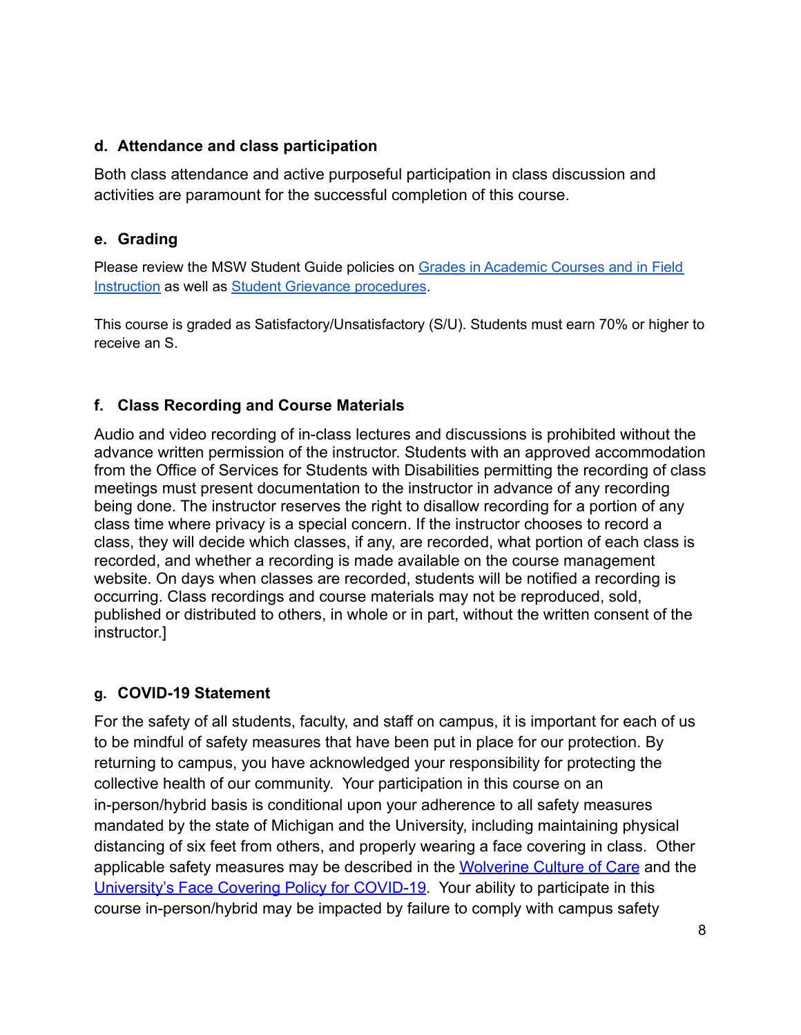### d. Attendance and class participation

Both class attendance and active purposeful participation in class discussion and activities are paramount for the successful completion of this course.

### e. Grading

Please review the MSW Student Guide policies on Grades in Academic Courses and in Field Instruction as well as Student Grievance procedures.

This course is graded as Satisfactory/Unsatisfactory (S/U). Students must earn 70% or higher to receive an S.

### f. Class Recording and Course Materials

Audio and video recording of in-class lectures and discussions is prohibited without the advance written permission of the instructor. Students with an approved accommodation from the Office of Services for Students with Disabilities permitting the recording of class meetings must present documentation to the instructor in advance of any recording being done. The instructor reserves the right to disallow recording for a portion of any class time where privacy is a special concern. If the instructor chooses to record a class, they will decide which classes, if any, are recorded, what portion of each class is recorded, and whether a recording is made available on the course management website. On days when classes are recorded, students will be notified a recording is occurring. Class recordings and course materials may not be reproduced, sold, published or distributed to others, in whole or in part, without the written consent of the instructor.]

### g. COVID-19 Statement

For the safety of all students, faculty, and staff on campus, it is important for each of us to be mindful of safety measures that have been put in place for our protection. By returning to campus, you have acknowledged your responsibility for protecting the collective health of our community. Your participation in this course on an in-person/hybrid basis is conditional upon your adherence to all safety measures mandated by the state of Michigan and the University, including maintaining physical distancing of six feet from others, and properly wearing a face covering in class. Other applicable safety measures may be described in the Wolverine Culture of Care and the University's Face Covering Policy for COVID-19. Your ability to participate in this course in-person/hybrid may be impacted by failure to comply with campus safety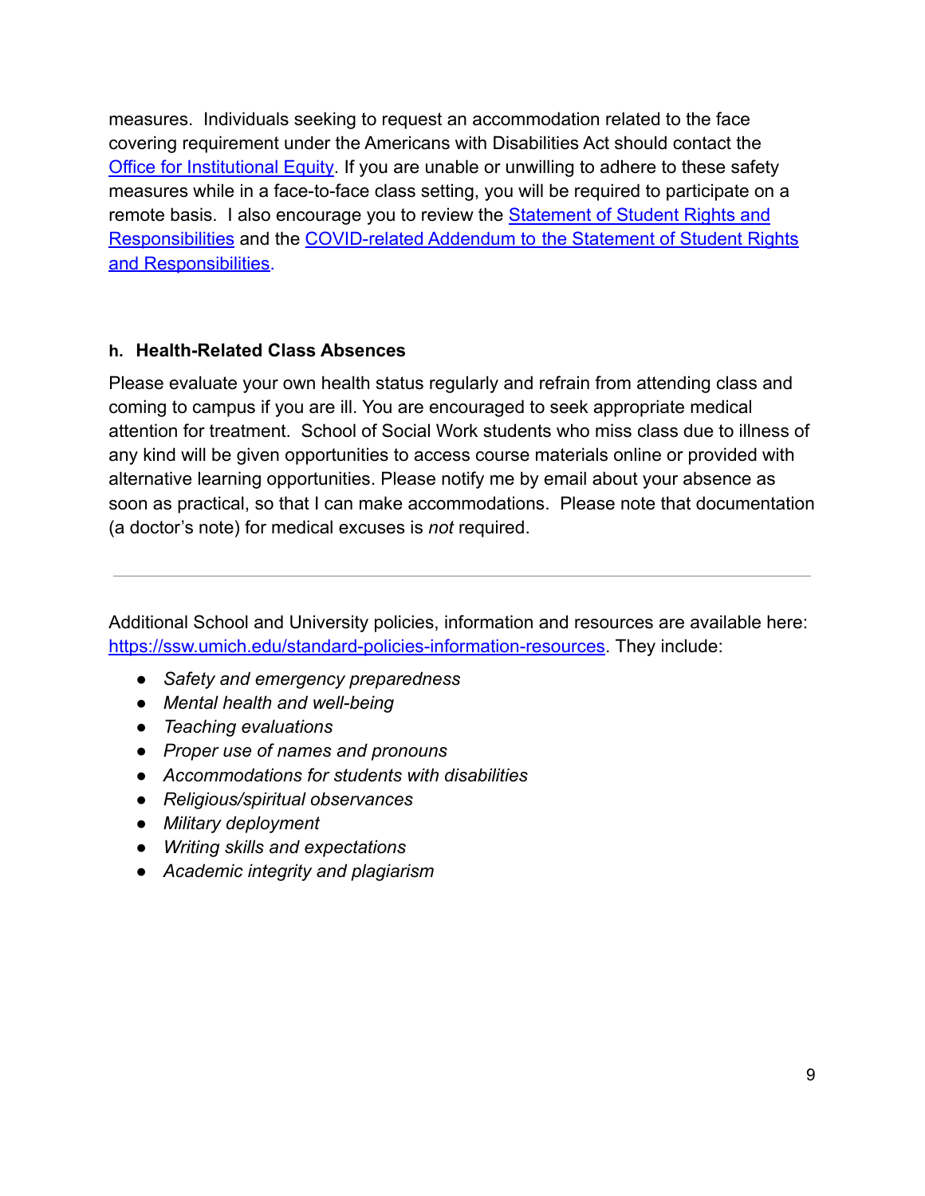measures. Individuals seeking to request an accommodation related to the face covering requirement under the Americans with Disabilities Act should contact the Office for Institutional Equity. If you are unable or unwilling to adhere to these safety measures while in a face-to-face class setting, you will be required to participate on a remote basis. I also encourage you to review the Statement of Student Rights and Responsibilities and the COVID-related Addendum to the Statement of Student Rights and Responsibilities.

### h. Health-Related Class Absences

Please evaluate your own health status regularly and refrain from attending class and coming to campus if you are ill. You are encouraged to seek appropriate medical attention for treatment. School of Social Work students who miss class due to illness of any kind will be given opportunities to access course materials online or provided with alternative learning opportunities. Please notify me by email about your absence as soon as practical, so that I can make accommodations. Please note that documentation (a doctor's note) for medical excuses is *not* required.

---

Additional School and University policies, information and resources are available here: https://ssw.umich.edu/standard-policies-information-resources. They include:

- *Safety and emergency preparedness*
- *Mental health and well-being*
- *Teaching evaluations*
- *Proper use of names and pronouns*
- *Accommodations for students with disabilities*
- *Religious/spiritual observances*
- *Military deployment*
- *Writing skills and expectations*
- *Academic integrity and plagiarism*